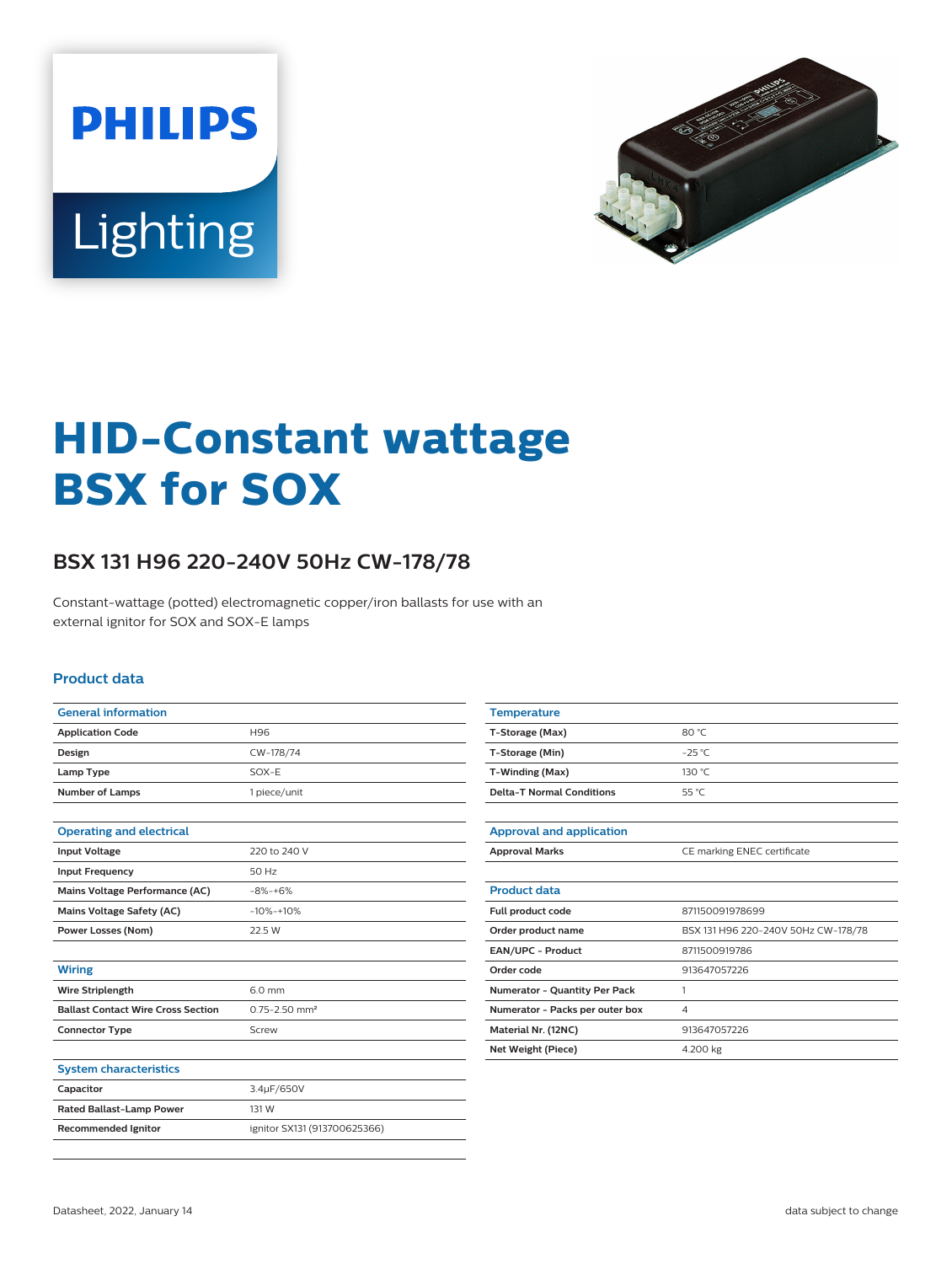# HID-Constant wattage BSX for SOX

## BSX 131 H96 220-240V 50Hz CW-178/78

Constant-wattage (potted) electromagnetic copper/iron ballasts for use with an external ignitor for SOX and SOX-E lamps

### Product data

| General information | |
|---|---|
| Application Code | H96 |
| Design | CW-178/74 |
| Lamp Type | SOX-E |
| Number of Lamps | 1 piece/unit |

| Operating and electrical | |
|---|---|
| Input Voltage | 220 to 240 V |
| Input Frequency | 50 Hz |
| Mains Voltage Performance (AC) | -8%-+6% |
| Mains Voltage Safety (AC) | -10%-+10% |
| Power Losses (Nom) | 22.5 W |

| Wiring | |
|---|---|
| Wire Striplength | 6.0 mm |
| Ballast Contact Wire Cross Section | 0.75-2.50 mm² |
| Connector Type | Screw |

| System characteristics | |
|---|---|
| Capacitor | 3.4μF/650V |
| Rated Ballast-Lamp Power | 131 W |
| Recommended Ignitor | ignitor SX131 (913700625366) |

| Temperature | |
|---|---|
| T-Storage (Max) | 80 °C |
| T-Storage (Min) | -25 °C |
| T-Winding (Max) | 130 °C |
| Delta-T Normal Conditions | 55 °C |

| Approval and application | |
|---|---|
| Approval Marks | CE marking ENEC certificate |

| Product data | |
|---|---|
| Full product code | 871150091978699 |
| Order product name | BSX 131 H96 220-240V 50Hz CW-178/78 |
| EAN/UPC - Product | 8711500919786 |
| Order code | 913647057226 |
| Numerator - Quantity Per Pack | 1 |
| Numerator - Packs per outer box | 4 |
| Material Nr. (12NC) | 913647057226 |
| Net Weight (Piece) | 4.200 kg |

Datasheet, 2022, January 14

data subject to change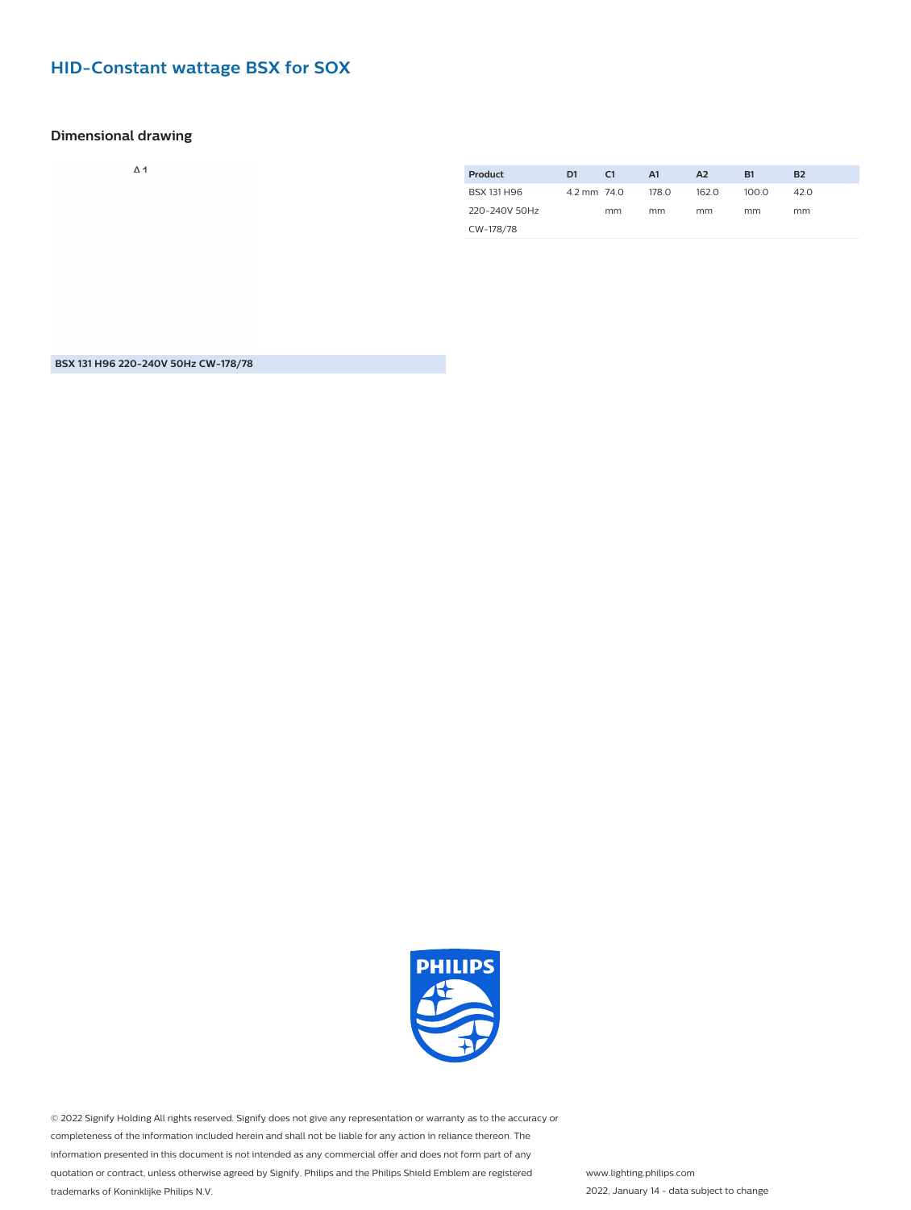# HID-Constant wattage BSX for SOX

## Dimensional drawing

A1

BSX 131 H96 220-240V 50Hz CW-178/78

| Product | D1 | C1 | A1 | A2 | B1 | B2 |
|---|---|---|---|---|---|---|
| BSX 131 H96 220-240V 50Hz CW-178/78 | 4.2 mm | 74.0 mm | 178.0 mm | 162.0 mm | 100.0 mm | 42.0 mm |

© 2022 Signify Holding All rights reserved. Signify does not give any representation or warranty as to the accuracy or completeness of the information included herein and shall not be liable for any action in reliance thereon. The information presented in this document is not intended as any commercial offer and does not form part of any quotation or contract, unless otherwise agreed by Signify. Philips and the Philips Shield Emblem are registered trademarks of Koninklijke Philips N.V.

www.lighting.philips.com

2022, January 14 - data subject to change